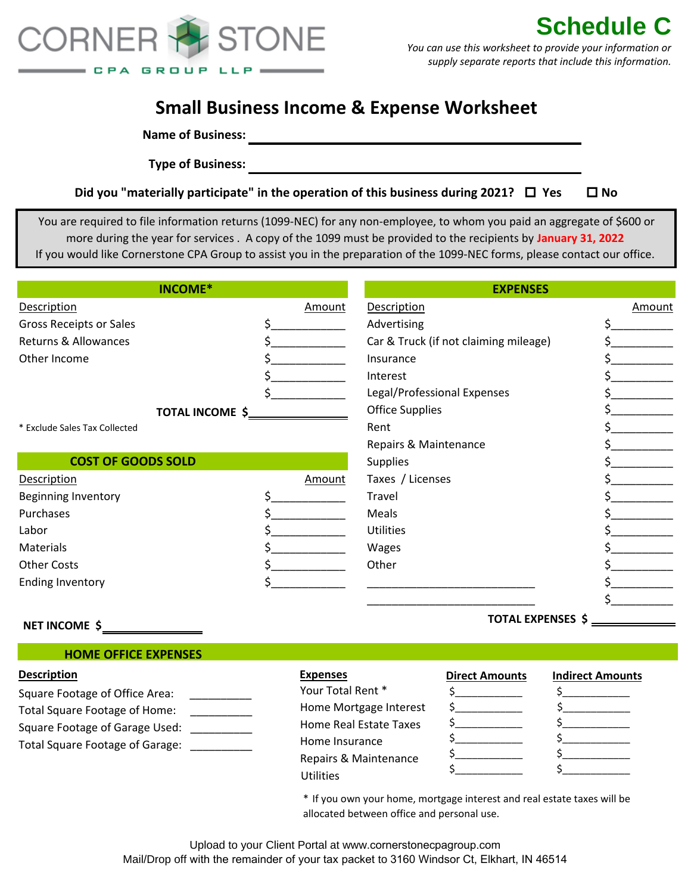CORNER STONE
CPA GROUP LLP

# Schedule C

*You can use this worksheet to provide your information or supply separate reports that include this information.*

## Small Business Income & Expense Worksheet

**Name of Business:** ______________________________

**Type of Business:** ______________________________

**Did you "materially participate" in the operation of this business during 2021?** ☐ Yes ☐ No

You are required to file information returns (1099-NEC) for any non-employee, to whom you paid an aggregate of $600 or more during the year for services . A copy of the 1099 must be provided to the recipients by **January 31, 2022**
If you would like Cornerstone CPA Group to assist you in the preparation of the 1099-NEC forms, please contact our office.

### INCOME*

| Description | Amount |
|---|---|
| Gross Receipts or Sales | $____________ |
| Returns & Allowances | $____________ |
| Other Income | $____________ |
| | $____________ |
| | $____________ |
| **TOTAL INCOME** | **$**____________ |

\* Exclude Sales Tax Collected

### COST OF GOODS SOLD

| Description | Amount |
|---|---|
| Beginning Inventory | $____________ |
| Purchases | $____________ |
| Labor | $____________ |
| Materials | $____________ |
| Other Costs | $____________ |
| Ending Inventory | $____________ |

**NET INCOME $**____________

### EXPENSES

| Description | Amount |
|---|---|
| Advertising | $__________ |
| Car & Truck (if not claiming mileage) | $__________ |
| Insurance | $__________ |
| Interest | $__________ |
| Legal/Professional Expenses | $__________ |
| Office Supplies | $__________ |
| Rent | $__________ |
| Repairs & Maintenance | $__________ |
| Supplies | $__________ |
| Taxes / Licenses | $__________ |
| Travel | $__________ |
| Meals | $__________ |
| Utilities | $__________ |
| Wages | $__________ |
| Other | $__________ |
| ____________________________ | $__________ |
| ____________________________ | $__________ |
| **TOTAL EXPENSES** | **$**__________ |

### HOME OFFICE EXPENSES

| Description | |
|---|---|
| Square Footage of Office Area: | __________ |
| Total Square Footage of Home: | __________ |
| Square Footage of Garage Used: | __________ |
| Total Square Footage of Garage: | __________ |

| Expenses | Direct Amounts | Indirect Amounts |
|---|---|---|
| Your Total Rent * | $___________ | $___________ |
| Home Mortgage Interest | $___________ | $___________ |
| Home Real Estate Taxes | $___________ | $___________ |
| Home Insurance | $___________ | $___________ |
| Repairs & Maintenance | $___________ | $___________ |
| Utilities | $___________ | $___________ |

\* If you own your home, mortgage interest and real estate taxes will be allocated between office and personal use.

Upload to your Client Portal at www.cornerstonecpagroup.com
Mail/Drop off with the remainder of your tax packet to 3160 Windsor Ct, Elkhart, IN 46514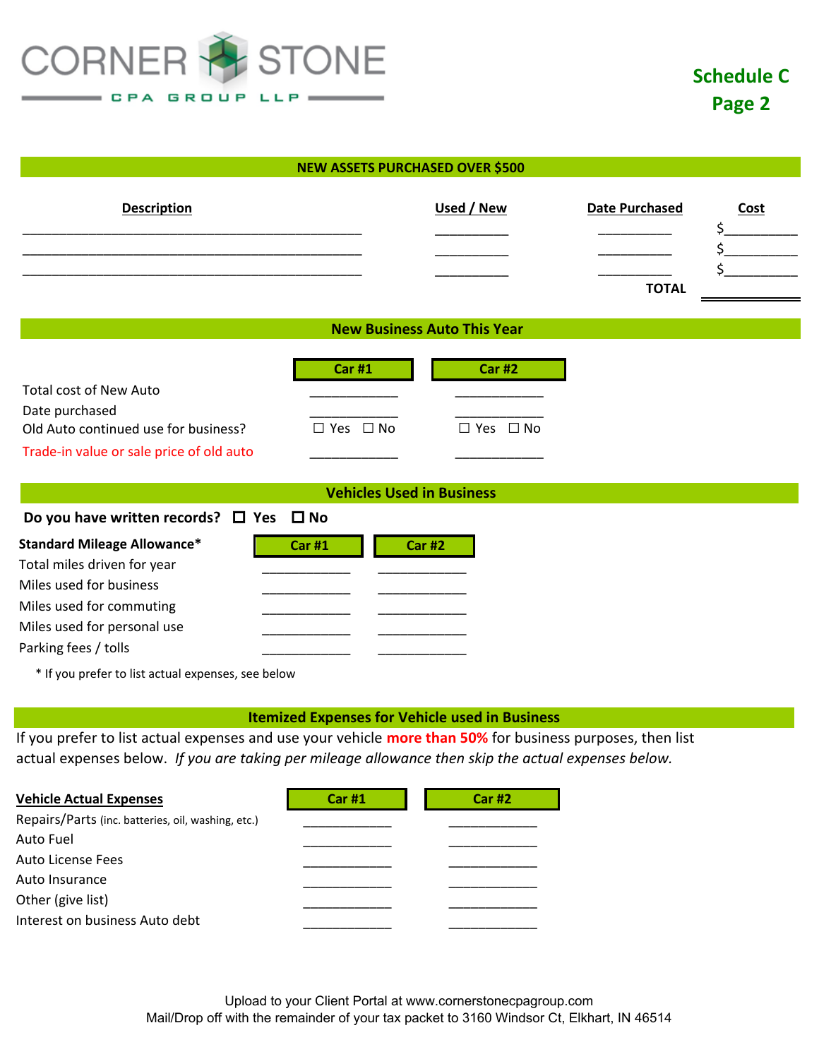CORNER STONE
CPA GROUP LLP

**Schedule C**
**Page 2**

## NEW ASSETS PURCHASED OVER $500

| Description | Used / New | Date Purchased | Cost |
|---|---|---|---|
| ________________________________________ | __________ | __________ | $__________ |
| ________________________________________ | __________ | __________ | $__________ |
| ________________________________________ | __________ | __________ | $__________ |
| | | TOTAL | __________ |

## New Business Auto This Year

| | Car #1 | Car #2 |
|---|---|---|
| Total cost of New Auto | ____________ | ____________ |
| Date purchased | ____________ | ____________ |
| Old Auto continued use for business? | ☐ Yes ☐ No | ☐ Yes ☐ No |
| Trade-in value or sale price of old auto | ____________ | ____________ |

## Vehicles Used in Business

**Do you have written records?** ☐ **Yes** ☐ **No**

| **Standard Mileage Allowance*** | Car #1 | Car #2 |
|---|---|---|
| Total miles driven for year | ____________ | ____________ |
| Miles used for business | ____________ | ____________ |
| Miles used for commuting | ____________ | ____________ |
| Miles used for personal use | ____________ | ____________ |
| Parking fees / tolls | ____________ | ____________ |

\* If you prefer to list actual expenses, see below

## Itemized Expenses for Vehicle used in Business

If you prefer to list actual expenses and use your vehicle **more than 50%** for business purposes, then list actual expenses below. *If you are taking per mileage allowance then skip the actual expenses below.*

| **Vehicle Actual Expenses** | Car #1 | Car #2 |
|---|---|---|
| Repairs/Parts (inc. batteries, oil, washing, etc.) | ____________ | ____________ |
| Auto Fuel | ____________ | ____________ |
| Auto License Fees | ____________ | ____________ |
| Auto Insurance | ____________ | ____________ |
| Other (give list) | ____________ | ____________ |
| Interest on business Auto debt | ____________ | ____________ |

Upload to your Client Portal at www.cornerstonecpagroup.com
Mail/Drop off with the remainder of your tax packet to 3160 Windsor Ct, Elkhart, IN 46514